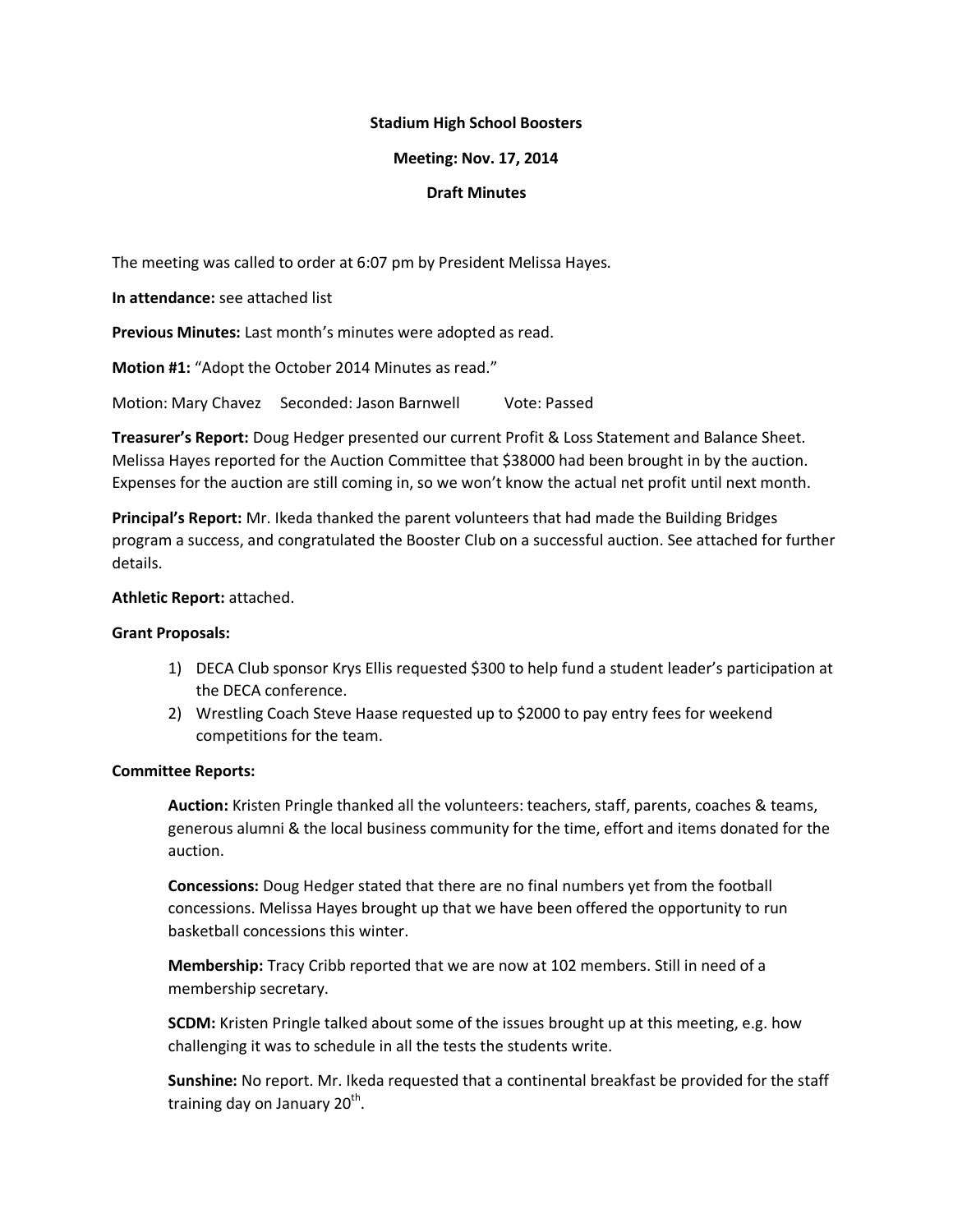**Stadium High School Boosters**

**Meeting: Nov. 17, 2014**

**Draft Minutes**

The meeting was called to order at 6:07 pm by President Melissa Hayes.

**In attendance:** see attached list

**Previous Minutes:** Last month's minutes were adopted as read.

**Motion #1:** "Adopt the October 2014 Minutes as read."

Motion: Mary Chavez   Seconded: Jason Barnwell   Vote: Passed

**Treasurer's Report:** Doug Hedger presented our current Profit & Loss Statement and Balance Sheet. Melissa Hayes reported for the Auction Committee that $38000 had been brought in by the auction. Expenses for the auction are still coming in, so we won't know the actual net profit until next month.

**Principal's Report:** Mr. Ikeda thanked the parent volunteers that had made the Building Bridges program a success, and congratulated the Booster Club on a successful auction. See attached for further details.

**Athletic Report:** attached.

**Grant Proposals:**

1) DECA Club sponsor Krys Ellis requested $300 to help fund a student leader's participation at the DECA conference.
2) Wrestling Coach Steve Haase requested up to $2000 to pay entry fees for weekend competitions for the team.

**Committee Reports:**

**Auction:** Kristen Pringle thanked all the volunteers: teachers, staff, parents, coaches & teams, generous alumni & the local business community for the time, effort and items donated for the auction.

**Concessions:** Doug Hedger stated that there are no final numbers yet from the football concessions. Melissa Hayes brought up that we have been offered the opportunity to run basketball concessions this winter.

**Membership:** Tracy Cribb reported that we are now at 102 members. Still in need of a membership secretary.

**SCDM:** Kristen Pringle talked about some of the issues brought up at this meeting, e.g. how challenging it was to schedule in all the tests the students write.

**Sunshine:** No report. Mr. Ikeda requested that a continental breakfast be provided for the staff training day on January 20th.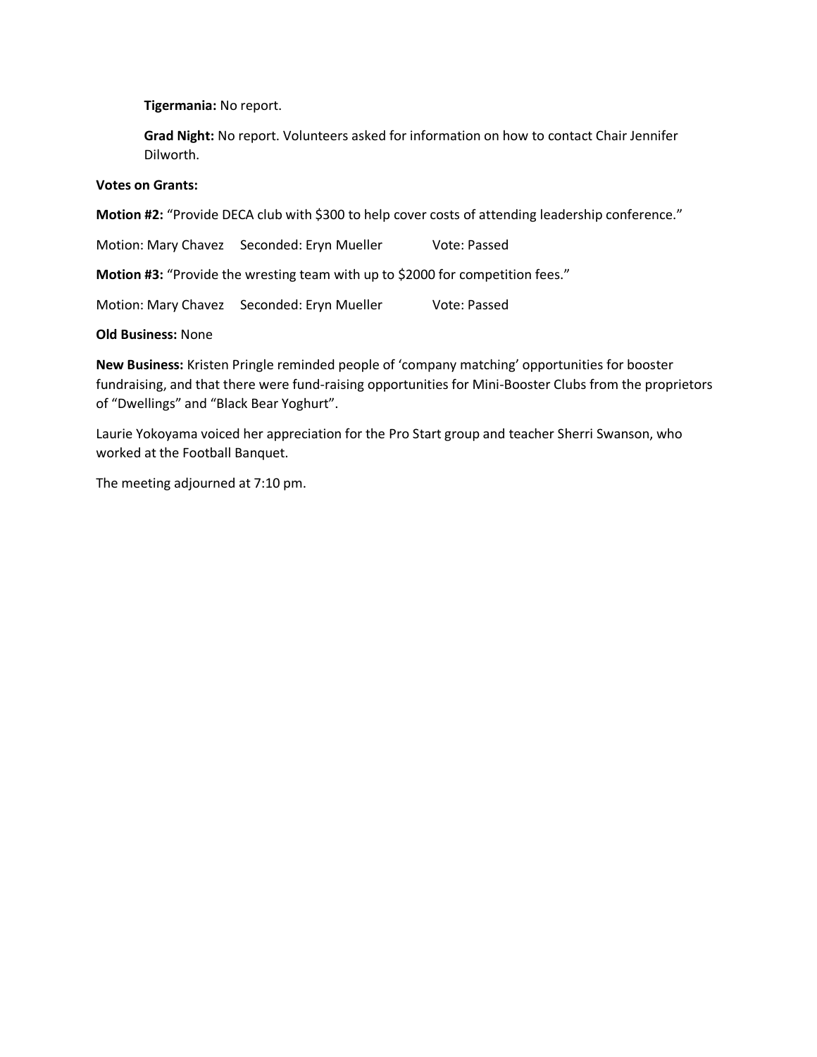**Tigermania:** No report.

**Grad Night:** No report. Volunteers asked for information on how to contact Chair Jennifer Dilworth.

**Votes on Grants:**

**Motion #2:** "Provide DECA club with $300 to help cover costs of attending leadership conference."

Motion: Mary Chavez  Seconded: Eryn Mueller  Vote: Passed

**Motion #3:** "Provide the wresting team with up to $2000 for competition fees."

Motion: Mary Chavez  Seconded: Eryn Mueller  Vote: Passed

**Old Business:** None

**New Business:** Kristen Pringle reminded people of 'company matching' opportunities for booster fundraising, and that there were fund-raising opportunities for Mini-Booster Clubs from the proprietors of "Dwellings" and "Black Bear Yoghurt".

Laurie Yokoyama voiced her appreciation for the Pro Start group and teacher Sherri Swanson, who worked at the Football Banquet.

The meeting adjourned at 7:10 pm.